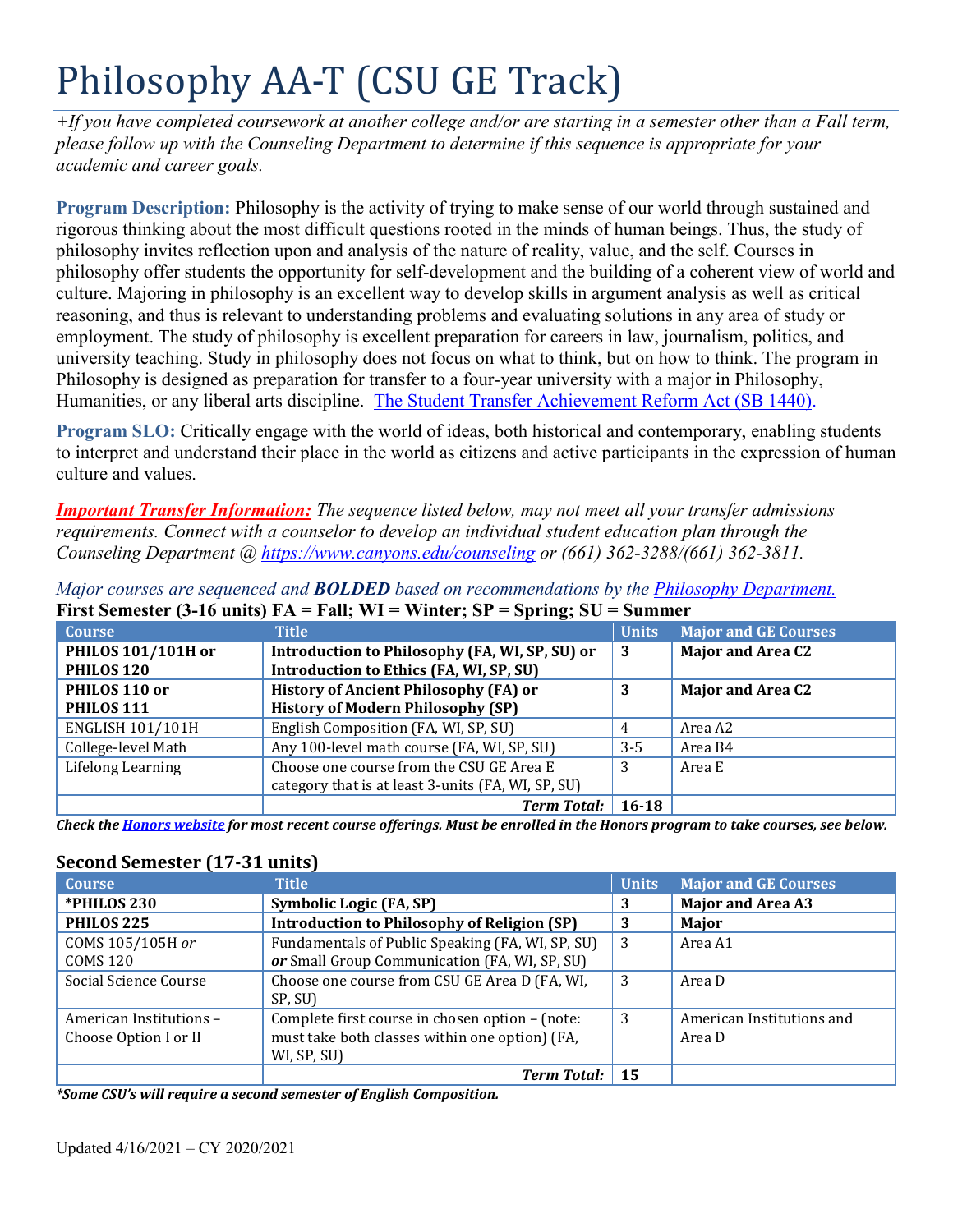# Philosophy AA-T (CSU GE Track)

*+If you have completed coursework at another college and/or are starting in a semester other than a Fall term, please follow up with the Counseling Department to determine if this sequence is appropriate for your academic and career goals.*

**Program Description:** Philosophy is the activity of trying to make sense of our world through sustained and rigorous thinking about the most difficult questions rooted in the minds of human beings. Thus, the study of philosophy invites reflection upon and analysis of the nature of reality, value, and the self. Courses in philosophy offer students the opportunity for self-development and the building of a coherent view of world and culture. Majoring in philosophy is an excellent way to develop skills in argument analysis as well as critical reasoning, and thus is relevant to understanding problems and evaluating solutions in any area of study or employment. The study of philosophy is excellent preparation for careers in law, journalism, politics, and university teaching. Study in philosophy does not focus on what to think, but on how to think. The program in Philosophy is designed as preparation for transfer to a four-year university with a major in Philosophy, Humanities, or any liberal arts discipline. [The Student Transfer Achievement Reform Act (SB 1440).]

**Program SLO:** Critically engage with the world of ideas, both historical and contemporary, enabling students to interpret and understand their place in the world as citizens and active participants in the expression of human culture and values.

***Important Transfer Information:*** *The sequence listed below, may not meet all your transfer admissions requirements. Connect with a counselor to develop an individual student education plan through the Counseling Department @ https://www.canyons.edu/counseling or (661) 362-3288/(661) 362-3811.*

*Major courses are sequenced and **BOLDED** based on recommendations by the Philosophy Department.*

**First Semester (3-16 units) FA = Fall; WI = Winter; SP = Spring; SU = Summer**

| Course | Title | Units | Major and GE Courses |
|---|---|---|---|
| **PHILOS 101/101H or PHILOS 120** | **Introduction to Philosophy (FA, WI, SP, SU) or Introduction to Ethics (FA, WI, SP, SU)** | **3** | **Major and Area C2** |
| **PHILOS 110 or PHILOS 111** | **History of Ancient Philosophy (FA) or History of Modern Philosophy (SP)** | **3** | **Major and Area C2** |
| ENGLISH 101/101H | English Composition (FA, WI, SP, SU) | 4 | Area A2 |
| College-level Math | Any 100-level math course (FA, WI, SP, SU) | 3-5 | Area B4 |
| Lifelong Learning | Choose one course from the CSU GE Area E category that is at least 3-units (FA, WI, SP, SU) | 3 | Area E |
| | ***Term Total:*** | **16-18** | |

***Check the Honors website for most recent course offerings. Must be enrolled in the Honors program to take courses, see below.***

**Second Semester (17-31 units)**

| Course | Title | Units | Major and GE Courses |
|---|---|---|---|
| ***PHILOS 230** | **Symbolic Logic (FA, SP)** | **3** | **Major and Area A3** |
| **PHILOS 225** | **Introduction to Philosophy of Religion (SP)** | **3** | **Major** |
| COMS 105/105H *or* COMS 120 | Fundamentals of Public Speaking (FA, WI, SP, SU) ***or*** Small Group Communication (FA, WI, SP, SU) | 3 | Area A1 |
| Social Science Course | Choose one course from CSU GE Area D (FA, WI, SP, SU) | 3 | Area D |
| American Institutions – Choose Option I or II | Complete first course in chosen option – (note: must take both classes within one option) (FA, WI, SP, SU) | 3 | American Institutions and Area D |
| | ***Term Total:*** | **15** | |

***\*Some CSU's will require a second semester of English Composition.***

Updated 4/16/2021 – CY 2020/2021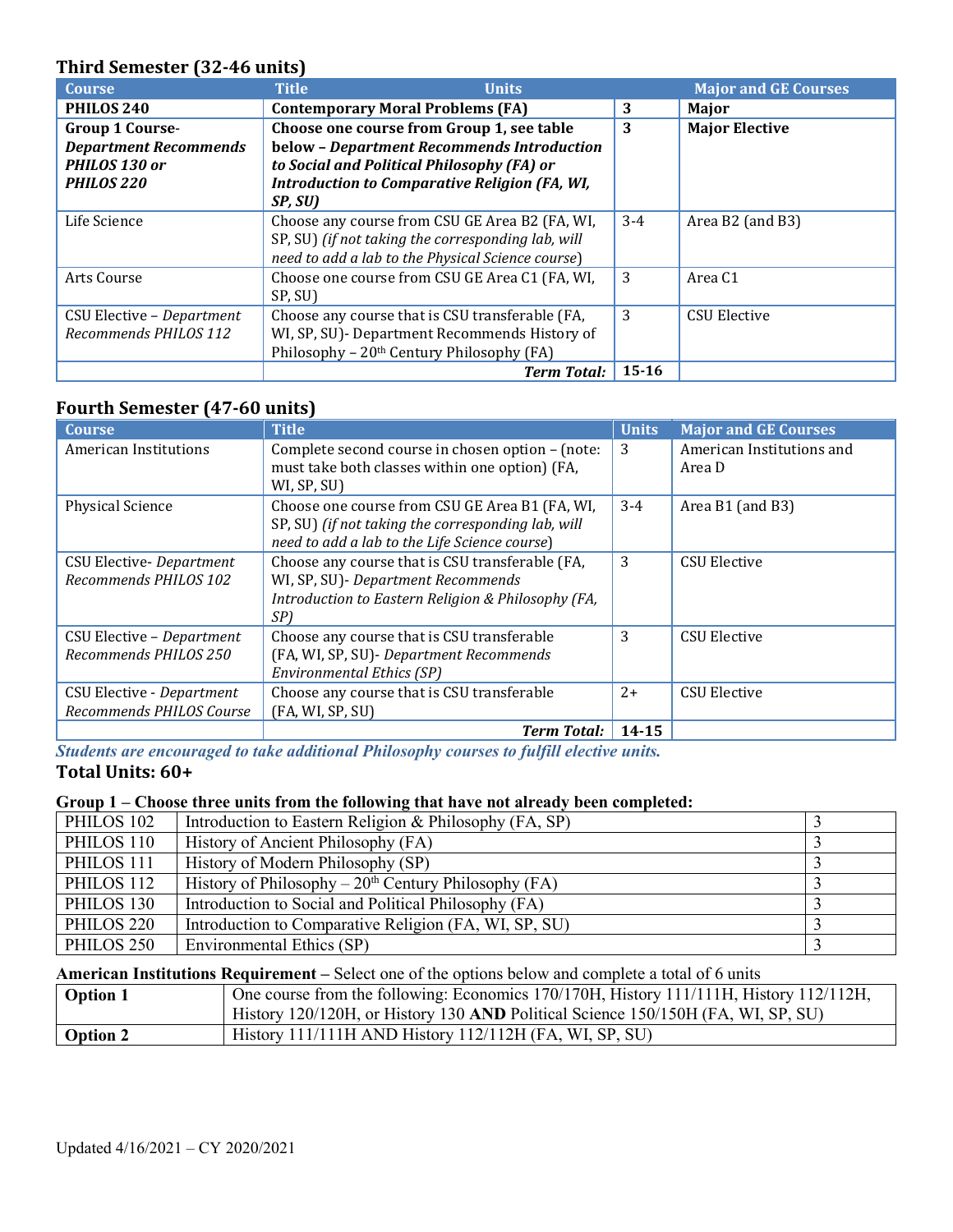## Third Semester (32-46 units)

| Course | Title | Units | Major and GE Courses |
|---|---|---|---|
| **PHILOS 240** | **Contemporary Moral Problems (FA)** | **3** | **Major** |
| **Group 1 Course-** ***Department Recommends PHILOS 130 or PHILOS 220*** | **Choose one course from Group 1, see table below –** ***Department Recommends Introduction to Social and Political Philosophy (FA) or Introduction to Comparative Religion (FA, WI, SP, SU)*** | **3** | **Major Elective** |
| Life Science | Choose any course from CSU GE Area B2 (FA, WI, SP, SU) *(if not taking the corresponding lab, will need to add a lab to the Physical Science course)* | 3-4 | Area B2 (and B3) |
| Arts Course | Choose one course from CSU GE Area C1 (FA, WI, SP, SU) | 3 | Area C1 |
| CSU Elective – *Department Recommends PHILOS 112* | Choose any course that is CSU transferable (FA, WI, SP, SU)- Department Recommends History of Philosophy – 20th Century Philosophy (FA) | 3 | CSU Elective |
| | ***Term Total:*** | **15-16** | |

## Fourth Semester (47-60 units)

| Course | Title | Units | Major and GE Courses |
|---|---|---|---|
| American Institutions | Complete second course in chosen option – (note: must take both classes within one option) (FA, WI, SP, SU) | 3 | American Institutions and Area D |
| Physical Science | Choose one course from CSU GE Area B1 (FA, WI, SP, SU) *(if not taking the corresponding lab, will need to add a lab to the Life Science course)* | 3-4 | Area B1 (and B3) |
| CSU Elective- *Department Recommends PHILOS 102* | Choose any course that is CSU transferable (FA, WI, SP, SU)- *Department Recommends Introduction to Eastern Religion & Philosophy (FA, SP)* | 3 | CSU Elective |
| CSU Elective – *Department Recommends PHILOS 250* | Choose any course that is CSU transferable (FA, WI, SP, SU)- *Department Recommends Environmental Ethics (SP)* | 3 | CSU Elective |
| CSU Elective - *Department Recommends PHILOS Course* | Choose any course that is CSU transferable (FA, WI, SP, SU) | 2+ | CSU Elective |
| | ***Term Total:*** | **14-15** | |

***Students are encouraged to take additional Philosophy courses to fulfill elective units.***

**Total Units: 60+**

**Group 1 – Choose three units from the following that have not already been completed:**

| | | |
|---|---|---|
| PHILOS 102 | Introduction to Eastern Religion & Philosophy (FA, SP) | 3 |
| PHILOS 110 | History of Ancient Philosophy (FA) | 3 |
| PHILOS 111 | History of Modern Philosophy (SP) | 3 |
| PHILOS 112 | History of Philosophy – 20th Century Philosophy (FA) | 3 |
| PHILOS 130 | Introduction to Social and Political Philosophy (FA) | 3 |
| PHILOS 220 | Introduction to Comparative Religion (FA, WI, SP, SU) | 3 |
| PHILOS 250 | Environmental Ethics (SP) | 3 |

**American Institutions Requirement –** Select one of the options below and complete a total of 6 units

| | |
|---|---|
| **Option 1** | One course from the following: Economics 170/170H, History 111/111H, History 112/112H, History 120/120H, or History 130 **AND** Political Science 150/150H (FA, WI, SP, SU) |
| **Option 2** | History 111/111H AND History 112/112H (FA, WI, SP, SU) |

Updated 4/16/2021 – CY 2020/2021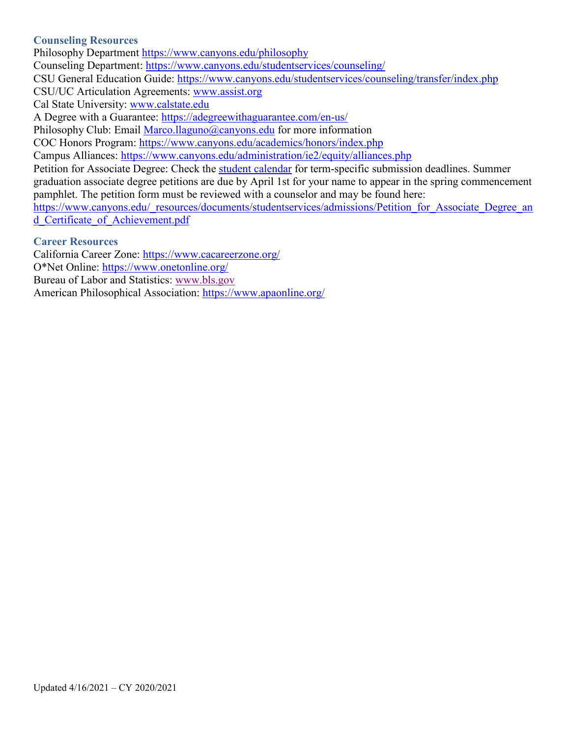### Counseling Resources

Philosophy Department https://www.canyons.edu/philosophy
Counseling Department: https://www.canyons.edu/studentservices/counseling/
CSU General Education Guide: https://www.canyons.edu/studentservices/counseling/transfer/index.php
CSU/UC Articulation Agreements: www.assist.org
Cal State University: www.calstate.edu
A Degree with a Guarantee: https://adegreewithaguarantee.com/en-us/
Philosophy Club: Email Marco.llaguno@canyons.edu for more information
COC Honors Program: https://www.canyons.edu/academics/honors/index.php
Campus Alliances: https://www.canyons.edu/administration/ie2/equity/alliances.php
Petition for Associate Degree: Check the student calendar for term-specific submission deadlines. Summer graduation associate degree petitions are due by April 1st for your name to appear in the spring commencement pamphlet. The petition form must be reviewed with a counselor and may be found here: https://www.canyons.edu/_resources/documents/studentservices/admissions/Petition_for_Associate_Degree_and_Certificate_of_Achievement.pdf

### Career Resources

California Career Zone: https://www.cacareerzone.org/
O*Net Online: https://www.onetonline.org/
Bureau of Labor and Statistics: www.bls.gov
American Philosophical Association: https://www.apaonline.org/

Updated 4/16/2021 – CY 2020/2021